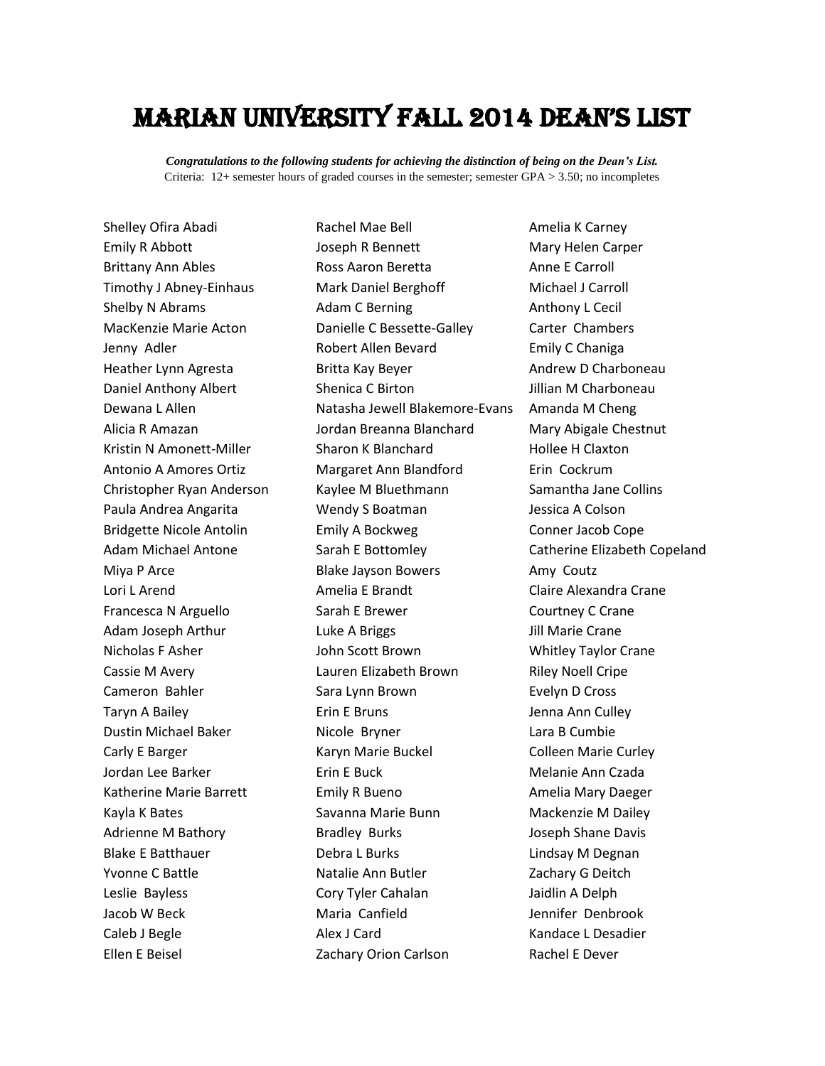# MARIAN UNIVERSITY FALL 2014 DEAN'S LIST

***Congratulations to the following students for achieving the distinction of being on the Dean's List.***
Criteria: 12+ semester hours of graded courses in the semester; semester GPA > 3.50; no incompletes

Shelley Ofira Abadi
Emily R Abbott
Brittany Ann Ables
Timothy J Abney-Einhaus
Shelby N Abrams
MacKenzie Marie Acton
Jenny Adler
Heather Lynn Agresta
Daniel Anthony Albert
Dewana L Allen
Alicia R Amazan
Kristin N Amonett-Miller
Antonio A Amores Ortiz
Christopher Ryan Anderson
Paula Andrea Angarita
Bridgette Nicole Antolin
Adam Michael Antone
Miya P Arce
Lori L Arend
Francesca N Arguello
Adam Joseph Arthur
Nicholas F Asher
Cassie M Avery
Cameron Bahler
Taryn A Bailey
Dustin Michael Baker
Carly E Barger
Jordan Lee Barker
Katherine Marie Barrett
Kayla K Bates
Adrienne M Bathory
Blake E Batthauer
Yvonne C Battle
Leslie Bayless
Jacob W Beck
Caleb J Begle
Ellen E Beisel
Rachel Mae Bell
Joseph R Bennett
Ross Aaron Beretta
Mark Daniel Berghoff
Adam C Berning
Danielle C Bessette-Galley
Robert Allen Bevard
Britta Kay Beyer
Shenica C Birton
Natasha Jewell Blakemore-Evans
Jordan Breanna Blanchard
Sharon K Blanchard
Margaret Ann Blandford
Kaylee M Bluethmann
Wendy S Boatman
Emily A Bockweg
Sarah E Bottomley
Blake Jayson Bowers
Amelia E Brandt
Sarah E Brewer
Luke A Briggs
John Scott Brown
Lauren Elizabeth Brown
Sara Lynn Brown
Erin E Bruns
Nicole Bryner
Karyn Marie Buckel
Erin E Buck
Emily R Bueno
Savanna Marie Bunn
Bradley Burks
Debra L Burks
Natalie Ann Butler
Cory Tyler Cahalan
Maria Canfield
Alex J Card
Zachary Orion Carlson
Amelia K Carney
Mary Helen Carper
Anne E Carroll
Michael J Carroll
Anthony L Cecil
Carter Chambers
Emily C Chaniga
Andrew D Charboneau
Jillian M Charboneau
Amanda M Cheng
Mary Abigale Chestnut
Hollee H Claxton
Erin Cockrum
Samantha Jane Collins
Jessica A Colson
Conner Jacob Cope
Catherine Elizabeth Copeland
Amy Coutz
Claire Alexandra Crane
Courtney C Crane
Jill Marie Crane
Whitley Taylor Crane
Riley Noell Cripe
Evelyn D Cross
Jenna Ann Culley
Lara B Cumbie
Colleen Marie Curley
Melanie Ann Czada
Amelia Mary Daeger
Mackenzie M Dailey
Joseph Shane Davis
Lindsay M Degnan
Zachary G Deitch
Jaidlin A Delph
Jennifer Denbrook
Kandace L Desadier
Rachel E Dever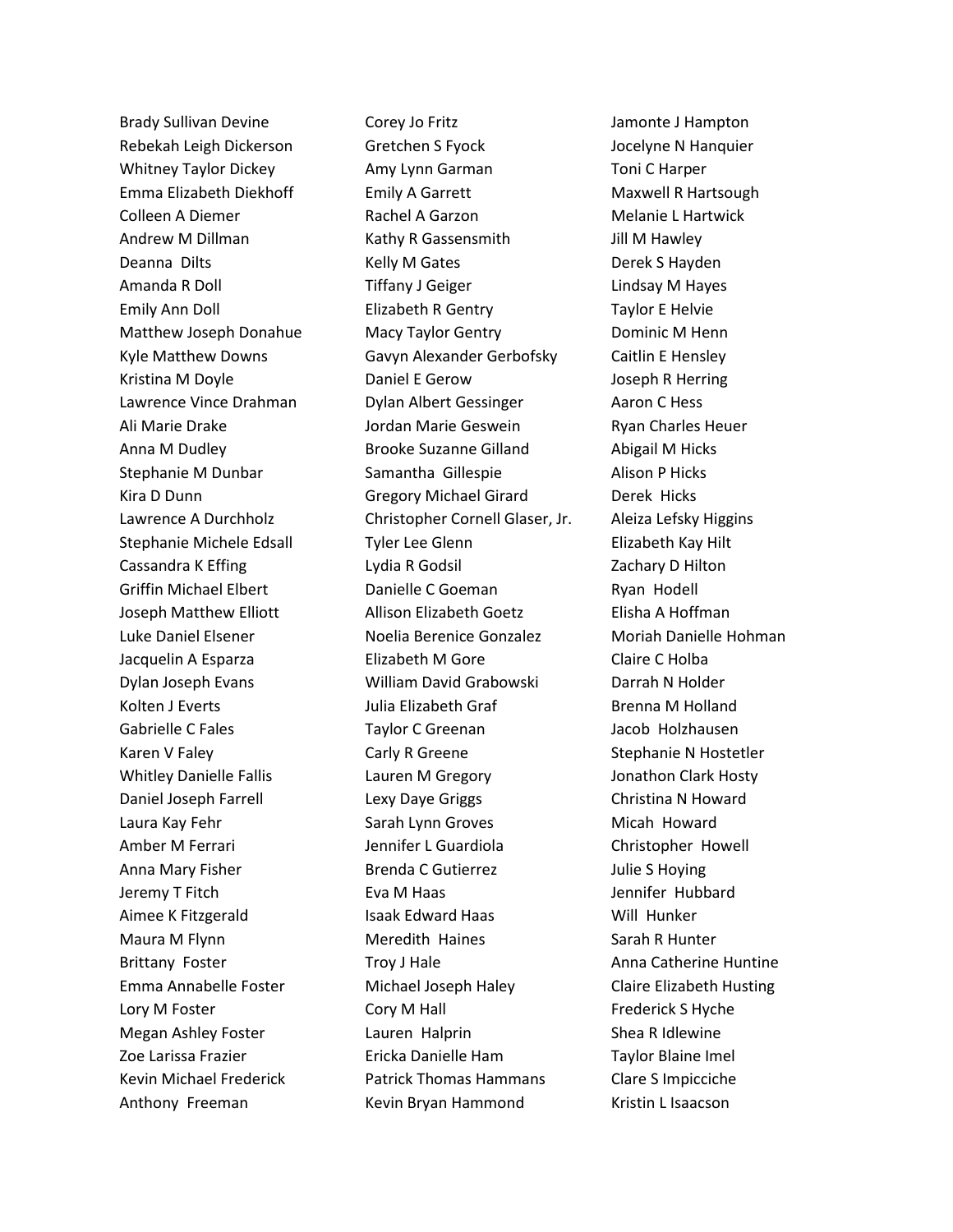Brady Sullivan Devine
Rebekah Leigh Dickerson
Whitney Taylor Dickey
Emma Elizabeth Diekhoff
Colleen A Diemer
Andrew M Dillman
Deanna Dilts
Amanda R Doll
Emily Ann Doll
Matthew Joseph Donahue
Kyle Matthew Downs
Kristina M Doyle
Lawrence Vince Drahman
Ali Marie Drake
Anna M Dudley
Stephanie M Dunbar
Kira D Dunn
Lawrence A Durchholz
Stephanie Michele Edsall
Cassandra K Effing
Griffin Michael Elbert
Joseph Matthew Elliott
Luke Daniel Elsener
Jacquelin A Esparza
Dylan Joseph Evans
Kolten J Everts
Gabrielle C Fales
Karen V Faley
Whitley Danielle Fallis
Daniel Joseph Farrell
Laura Kay Fehr
Amber M Ferrari
Anna Mary Fisher
Jeremy T Fitch
Aimee K Fitzgerald
Maura M Flynn
Brittany Foster
Emma Annabelle Foster
Lory M Foster
Megan Ashley Foster
Zoe Larissa Frazier
Kevin Michael Frederick
Anthony Freeman
Corey Jo Fritz
Gretchen S Fyock
Amy Lynn Garman
Emily A Garrett
Rachel A Garzon
Kathy R Gassensmith
Kelly M Gates
Tiffany J Geiger
Elizabeth R Gentry
Macy Taylor Gentry
Gavyn Alexander Gerbofsky
Daniel E Gerow
Dylan Albert Gessinger
Jordan Marie Geswein
Brooke Suzanne Gilland
Samantha Gillespie
Gregory Michael Girard
Christopher Cornell Glaser, Jr.
Tyler Lee Glenn
Lydia R Godsil
Danielle C Goeman
Allison Elizabeth Goetz
Noelia Berenice Gonzalez
Elizabeth M Gore
William David Grabowski
Julia Elizabeth Graf
Taylor C Greenan
Carly R Greene
Lauren M Gregory
Lexy Daye Griggs
Sarah Lynn Groves
Jennifer L Guardiola
Brenda C Gutierrez
Eva M Haas
Isaak Edward Haas
Meredith Haines
Troy J Hale
Michael Joseph Haley
Cory M Hall
Lauren Halprin
Ericka Danielle Ham
Patrick Thomas Hammans
Kevin Bryan Hammond
Jamonte J Hampton
Jocelyne N Hanquier
Toni C Harper
Maxwell R Hartsough
Melanie L Hartwick
Jill M Hawley
Derek S Hayden
Lindsay M Hayes
Taylor E Helvie
Dominic M Henn
Caitlin E Hensley
Joseph R Herring
Aaron C Hess
Ryan Charles Heuer
Abigail M Hicks
Alison P Hicks
Derek Hicks
Aleiza Lefsky Higgins
Elizabeth Kay Hilt
Zachary D Hilton
Ryan Hodell
Elisha A Hoffman
Moriah Danielle Hohman
Claire C Holba
Darrah N Holder
Brenna M Holland
Jacob Holzhausen
Stephanie N Hostetler
Jonathon Clark Hosty
Christina N Howard
Micah Howard
Christopher Howell
Julie S Hoying
Jennifer Hubbard
Will Hunker
Sarah R Hunter
Anna Catherine Huntine
Claire Elizabeth Husting
Frederick S Hyche
Shea R Idlewine
Taylor Blaine Imel
Clare S Impicciche
Kristin L Isaacson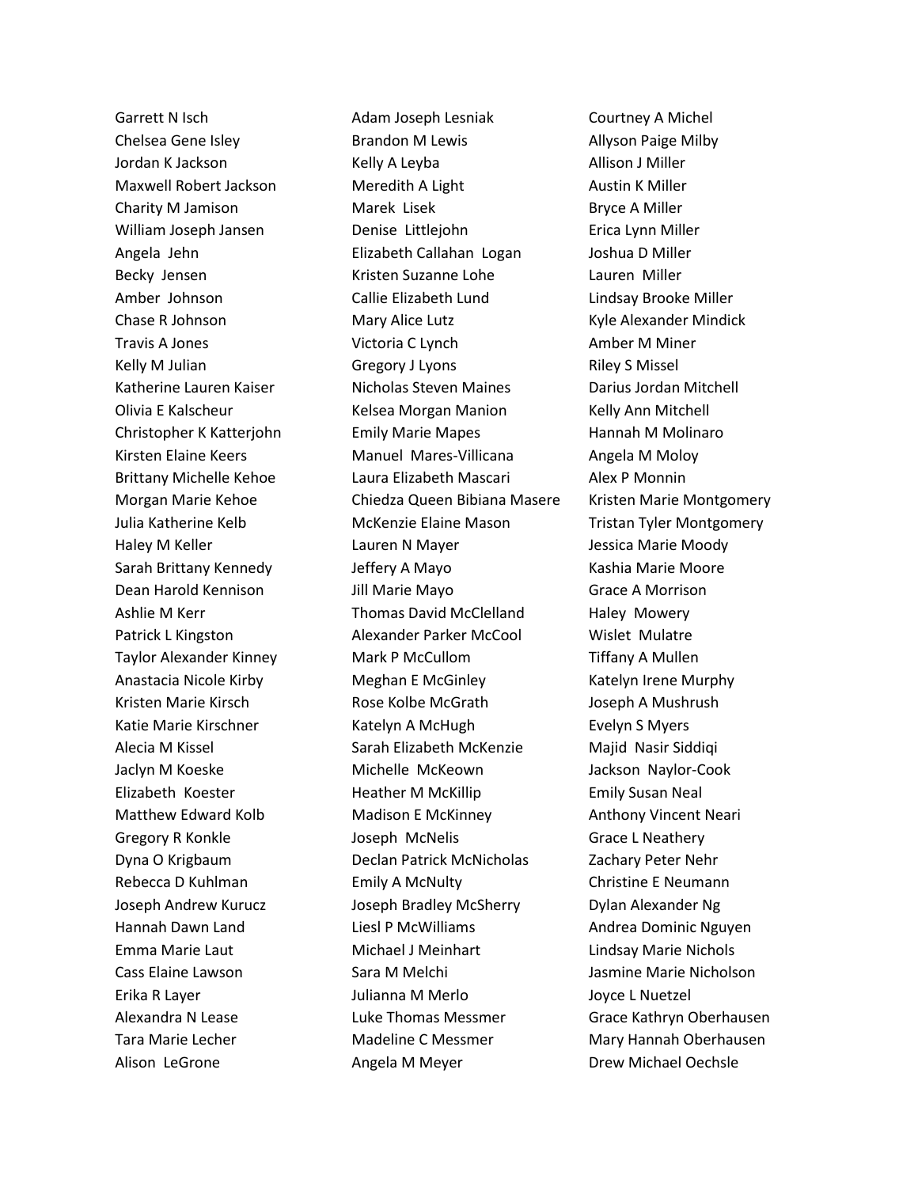Garrett N Isch
Chelsea Gene Isley
Jordan K Jackson
Maxwell Robert Jackson
Charity M Jamison
William Joseph Jansen
Angela  Jehn
Becky  Jensen
Amber  Johnson
Chase R Johnson
Travis A Jones
Kelly M Julian
Katherine Lauren Kaiser
Olivia E Kalscheur
Christopher K Katterjohn
Kirsten Elaine Keers
Brittany Michelle Kehoe
Morgan Marie Kehoe
Julia Katherine Kelb
Haley M Keller
Sarah Brittany Kennedy
Dean Harold Kennison
Ashlie M Kerr
Patrick L Kingston
Taylor Alexander Kinney
Anastacia Nicole Kirby
Kristen Marie Kirsch
Katie Marie Kirschner
Alecia M Kissel
Jaclyn M Koeske
Elizabeth  Koester
Matthew Edward Kolb
Gregory R Konkle
Dyna O Krigbaum
Rebecca D Kuhlman
Joseph Andrew Kurucz
Hannah Dawn Land
Emma Marie Laut
Cass Elaine Lawson
Erika R Layer
Alexandra N Lease
Tara Marie Lecher
Alison  LeGrone
Adam Joseph Lesniak
Brandon M Lewis
Kelly A Leyba
Meredith A Light
Marek  Lisek
Denise  Littlejohn
Elizabeth Callahan  Logan
Kristen Suzanne Lohe
Callie Elizabeth Lund
Mary Alice Lutz
Victoria C Lynch
Gregory J Lyons
Nicholas Steven Maines
Kelsea Morgan Manion
Emily Marie Mapes
Manuel  Mares-Villicana
Laura Elizabeth Mascari
Chiedza Queen Bibiana Masere
McKenzie Elaine Mason
Lauren N Mayer
Jeffery A Mayo
Jill Marie Mayo
Thomas David McClelland
Alexander Parker McCool
Mark P McCullom
Meghan E McGinley
Rose Kolbe McGrath
Katelyn A McHugh
Sarah Elizabeth McKenzie
Michelle  McKeown
Heather M McKillip
Madison E McKinney
Joseph  McNelis
Declan Patrick McNicholas
Emily A McNulty
Joseph Bradley McSherry
Liesl P McWilliams
Michael J Meinhart
Sara M Melchi
Julianna M Merlo
Luke Thomas Messmer
Madeline C Messmer
Angela M Meyer
Courtney A Michel
Allyson Paige Milby
Allison J Miller
Austin K Miller
Bryce A Miller
Erica Lynn Miller
Joshua D Miller
Lauren  Miller
Lindsay Brooke Miller
Kyle Alexander Mindick
Amber M Miner
Riley S Missel
Darius Jordan Mitchell
Kelly Ann Mitchell
Hannah M Molinaro
Angela M Moloy
Alex P Monnin
Kristen Marie Montgomery
Tristan Tyler Montgomery
Jessica Marie Moody
Kashia Marie Moore
Grace A Morrison
Haley  Mowery
Wislet  Mulatre
Tiffany A Mullen
Katelyn Irene Murphy
Joseph A Mushrush
Evelyn S Myers
Majid  Nasir Siddiqi
Jackson  Naylor-Cook
Emily Susan Neal
Anthony Vincent Neari
Grace L Neathery
Zachary Peter Nehr
Christine E Neumann
Dylan Alexander Ng
Andrea Dominic Nguyen
Lindsay Marie Nichols
Jasmine Marie Nicholson
Joyce L Nuetzel
Grace Kathryn Oberhausen
Mary Hannah Oberhausen
Drew Michael Oechsle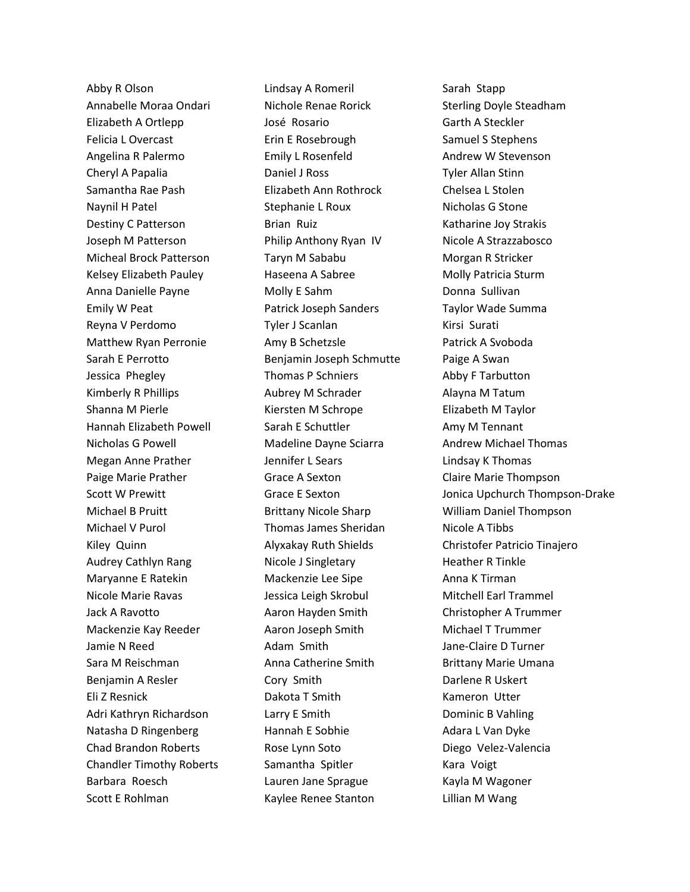Abby R Olson
Annabelle Moraa Ondari
Elizabeth A Ortlepp
Felicia L Overcast
Angelina R Palermo
Cheryl A Papalia
Samantha Rae Pash
Naynil H Patel
Destiny C Patterson
Joseph M Patterson
Micheal Brock Patterson
Kelsey Elizabeth Pauley
Anna Danielle Payne
Emily W Peat
Reyna V Perdomo
Matthew Ryan Perronie
Sarah E Perrotto
Jessica Phegley
Kimberly R Phillips
Shanna M Pierle
Hannah Elizabeth Powell
Nicholas G Powell
Megan Anne Prather
Paige Marie Prather
Scott W Prewitt
Michael B Pruitt
Michael V Purol
Kiley Quinn
Audrey Cathlyn Rang
Maryanne E Ratekin
Nicole Marie Ravas
Jack A Ravotto
Mackenzie Kay Reeder
Jamie N Reed
Sara M Reischman
Benjamin A Resler
Eli Z Resnick
Adri Kathryn Richardson
Natasha D Ringenberg
Chad Brandon Roberts
Chandler Timothy Roberts
Barbara Roesch
Scott E Rohlman
Lindsay A Romeril
Nichole Renae Rorick
José Rosario
Erin E Rosebrough
Emily L Rosenfeld
Daniel J Ross
Elizabeth Ann Rothrock
Stephanie L Roux
Brian Ruiz
Philip Anthony Ryan IV
Taryn M Sababu
Haseena A Sabree
Molly E Sahm
Patrick Joseph Sanders
Tyler J Scanlan
Amy B Schetzsle
Benjamin Joseph Schmutte
Thomas P Schniers
Aubrey M Schrader
Kiersten M Schrope
Sarah E Schuttler
Madeline Dayne Sciarra
Jennifer L Sears
Grace A Sexton
Grace E Sexton
Brittany Nicole Sharp
Thomas James Sheridan
Alyxakay Ruth Shields
Nicole J Singletary
Mackenzie Lee Sipe
Jessica Leigh Skrobul
Aaron Hayden Smith
Aaron Joseph Smith
Adam Smith
Anna Catherine Smith
Cory Smith
Dakota T Smith
Larry E Smith
Hannah E Sobhie
Rose Lynn Soto
Samantha Spitler
Lauren Jane Sprague
Kaylee Renee Stanton
Sarah Stapp
Sterling Doyle Steadham
Garth A Steckler
Samuel S Stephens
Andrew W Stevenson
Tyler Allan Stinn
Chelsea L Stolen
Nicholas G Stone
Katharine Joy Strakis
Nicole A Strazzabosco
Morgan R Stricker
Molly Patricia Sturm
Donna Sullivan
Taylor Wade Summa
Kirsi Surati
Patrick A Svoboda
Paige A Swan
Abby F Tarbutton
Alayna M Tatum
Elizabeth M Taylor
Amy M Tennant
Andrew Michael Thomas
Lindsay K Thomas
Claire Marie Thompson
Jonica Upchurch Thompson-Drake
William Daniel Thompson
Nicole A Tibbs
Christofer Patricio Tinajero
Heather R Tinkle
Anna K Tirman
Mitchell Earl Trammel
Christopher A Trummer
Michael T Trummer
Jane-Claire D Turner
Brittany Marie Umana
Darlene R Uskert
Kameron Utter
Dominic B Vahling
Adara L Van Dyke
Diego Velez-Valencia
Kara Voigt
Kayla M Wagoner
Lillian M Wang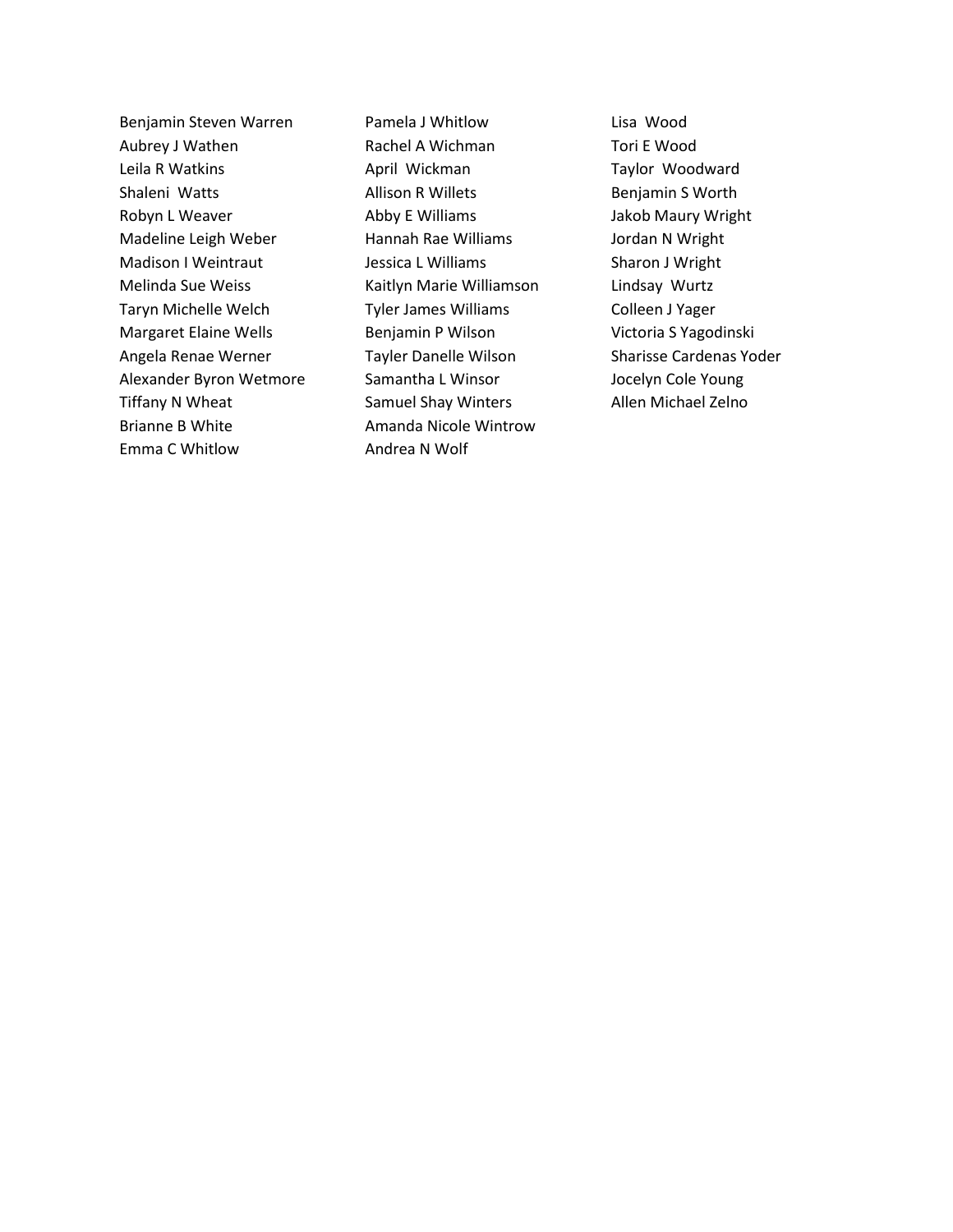Benjamin Steven Warren
Aubrey J Wathen
Leila R Watkins
Shaleni  Watts
Robyn L Weaver
Madeline Leigh Weber
Madison I Weintraut
Melinda Sue Weiss
Taryn Michelle Welch
Margaret Elaine Wells
Angela Renae Werner
Alexander Byron Wetmore
Tiffany N Wheat
Brianne B White
Emma C Whitlow
Pamela J Whitlow
Rachel A Wichman
April  Wickman
Allison R Willets
Abby E Williams
Hannah Rae Williams
Jessica L Williams
Kaitlyn Marie Williamson
Tyler James Williams
Benjamin P Wilson
Tayler Danelle Wilson
Samantha L Winsor
Samuel Shay Winters
Amanda Nicole Wintrow
Andrea N Wolf
Lisa  Wood
Tori E Wood
Taylor  Woodward
Benjamin S Worth
Jakob Maury Wright
Jordan N Wright
Sharon J Wright
Lindsay  Wurtz
Colleen J Yager
Victoria S Yagodinski
Sharisse Cardenas Yoder
Jocelyn Cole Young
Allen Michael Zelno